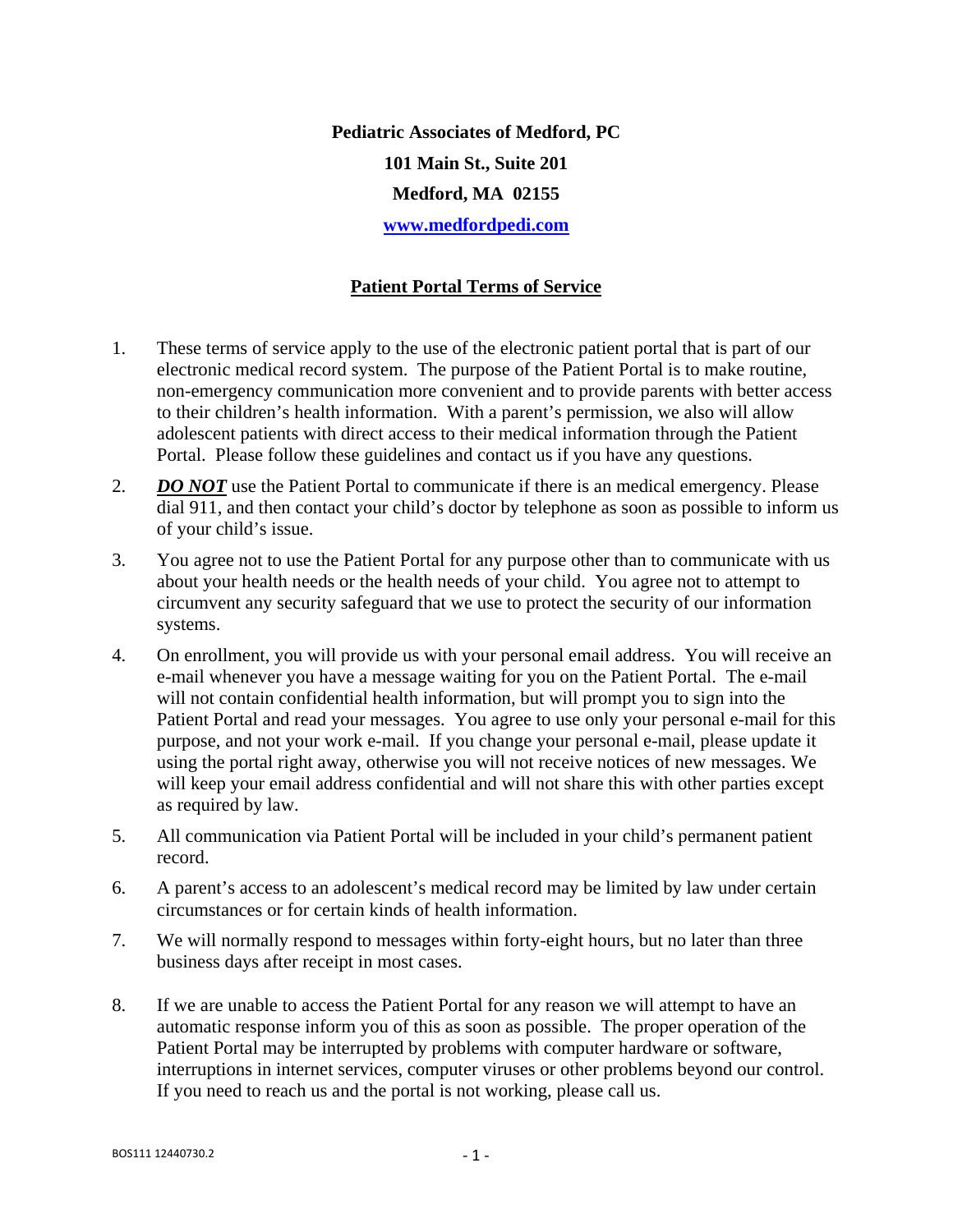**Pediatric Associates of Medford, PC**

**101 Main St., Suite 201**

**Medford, MA 02155**

**[www.medfordpedi.com](http://www.medfordpedi.com)**

## Patient Portal Terms of Service

1. These terms of service apply to the use of the electronic patient portal that is part of our electronic medical record system. The purpose of the Patient Portal is to make routine, non-emergency communication more convenient and to provide parents with better access to their children's health information. With a parent's permission, we also will allow adolescent patients with direct access to their medical information through the Patient Portal. Please follow these guidelines and contact us if you have any questions.

2. ***DO NOT*** use the Patient Portal to communicate if there is an medical emergency. Please dial 911, and then contact your child's doctor by telephone as soon as possible to inform us of your child's issue.

3. You agree not to use the Patient Portal for any purpose other than to communicate with us about your health needs or the health needs of your child. You agree not to attempt to circumvent any security safeguard that we use to protect the security of our information systems.

4. On enrollment, you will provide us with your personal email address. You will receive an e-mail whenever you have a message waiting for you on the Patient Portal. The e-mail will not contain confidential health information, but will prompt you to sign into the Patient Portal and read your messages. You agree to use only your personal e-mail for this purpose, and not your work e-mail. If you change your personal e-mail, please update it using the portal right away, otherwise you will not receive notices of new messages. We will keep your email address confidential and will not share this with other parties except as required by law.

5. All communication via Patient Portal will be included in your child's permanent patient record.

6. A parent's access to an adolescent's medical record may be limited by law under certain circumstances or for certain kinds of health information.

7. We will normally respond to messages within forty-eight hours, but no later than three business days after receipt in most cases.

8. If we are unable to access the Patient Portal for any reason we will attempt to have an automatic response inform you of this as soon as possible. The proper operation of the Patient Portal may be interrupted by problems with computer hardware or software, interruptions in internet services, computer viruses or other problems beyond our control. If you need to reach us and the portal is not working, please call us.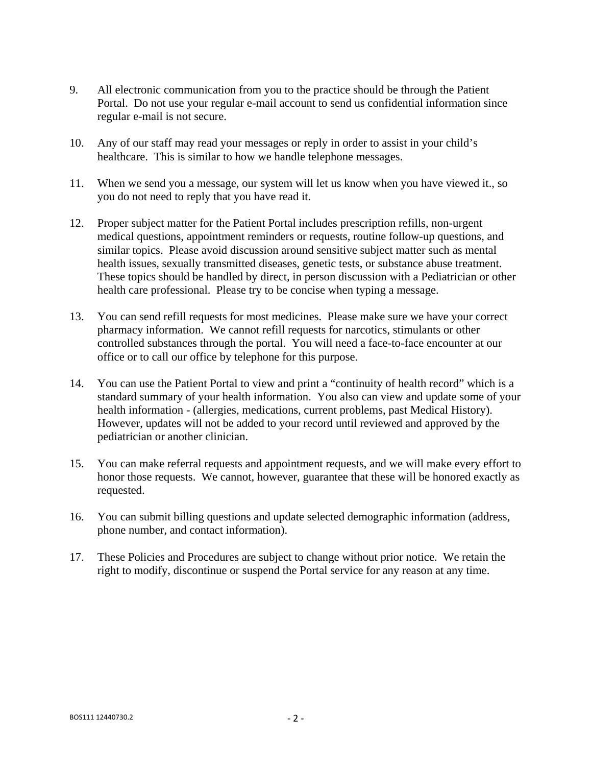9. All electronic communication from you to the practice should be through the Patient Portal. Do not use your regular e-mail account to send us confidential information since regular e-mail is not secure.

10. Any of our staff may read your messages or reply in order to assist in your child's healthcare. This is similar to how we handle telephone messages.

11. When we send you a message, our system will let us know when you have viewed it., so you do not need to reply that you have read it.

12. Proper subject matter for the Patient Portal includes prescription refills, non-urgent medical questions, appointment reminders or requests, routine follow-up questions, and similar topics. Please avoid discussion around sensitive subject matter such as mental health issues, sexually transmitted diseases, genetic tests, or substance abuse treatment. These topics should be handled by direct, in person discussion with a Pediatrician or other health care professional. Please try to be concise when typing a message.

13. You can send refill requests for most medicines. Please make sure we have your correct pharmacy information. We cannot refill requests for narcotics, stimulants or other controlled substances through the portal. You will need a face-to-face encounter at our office or to call our office by telephone for this purpose.

14. You can use the Patient Portal to view and print a "continuity of health record" which is a standard summary of your health information. You also can view and update some of your health information - (allergies, medications, current problems, past Medical History). However, updates will not be added to your record until reviewed and approved by the pediatrician or another clinician.

15. You can make referral requests and appointment requests, and we will make every effort to honor those requests. We cannot, however, guarantee that these will be honored exactly as requested.

16. You can submit billing questions and update selected demographic information (address, phone number, and contact information).

17. These Policies and Procedures are subject to change without prior notice. We retain the right to modify, discontinue or suspend the Portal service for any reason at any time.